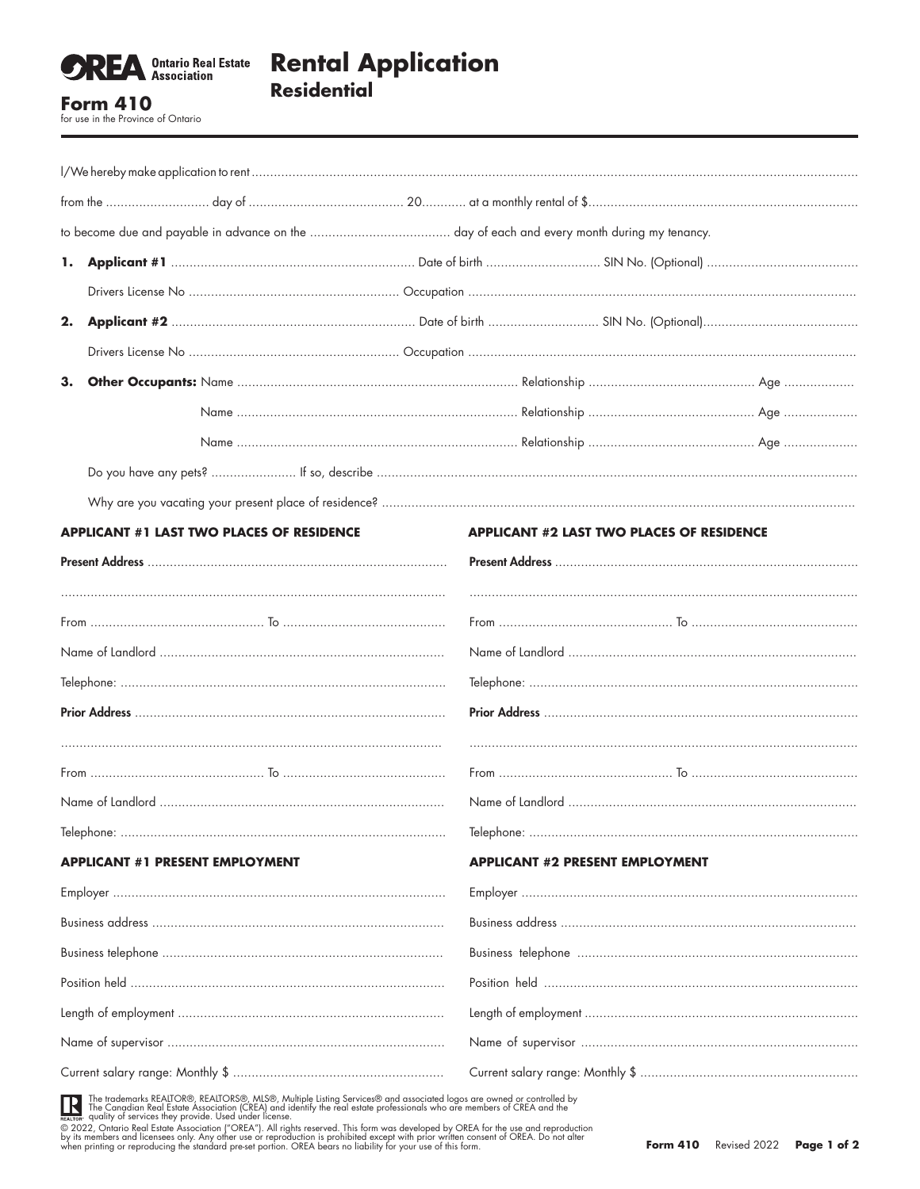**OREA** Ontario Real Estate Association

# Rental Application
## Residential

**Form 410**
for use in the Province of Ontario

I/We hereby make application to rent ..........................................................................................................................................................

from the ............................ day of .......................................... 20............ at a monthly rental of $.........................................................................

to become due and payable in advance on the ...................................... day of each and every month during my tenancy.

**1. Applicant #1** .................................................................. Date of birth .............................. SIN No. (Optional) .........................................

Drivers License No ......................................................... Occupation .........................................................................................................

**2. Applicant #2** .................................................................. Date of birth ............................. SIN No. (Optional)..........................................

Drivers License No ......................................................... Occupation .........................................................................................................

**3. Other Occupants:** Name ........................................................................... Relationship ............................................ Age ...................

Name ........................................................................... Relationship ............................................ Age ...................

Name ........................................................................... Relationship ............................................ Age ...................

Do you have any pets? ....................... If so, describe ..................................................................................................................................

Why are you vacating your present place of residence? ...............................................................................................................................

### APPLICANT #1 LAST TWO PLACES OF RESIDENCE

**Present Address** ................................................................................

......................................................................................................

From .............................................. To ............................................

Name of Landlord ............................................................................

Telephone: .......................................................................................

**Prior Address** ..................................................................................

......................................................................................................

From .............................................. To ............................................

Name of Landlord ............................................................................

Telephone: .......................................................................................

### APPLICANT #2 LAST TWO PLACES OF RESIDENCE

**Present Address** ................................................................................

......................................................................................................

From .............................................. To ............................................

Name of Landlord ............................................................................

Telephone: .......................................................................................

**Prior Address** ..................................................................................

......................................................................................................

From .............................................. To ............................................

Name of Landlord ............................................................................

Telephone: .......................................................................................

### APPLICANT #1 PRESENT EMPLOYMENT

Employer ..........................................................................................

Business address ...............................................................................

Business telephone ...........................................................................

Position held .....................................................................................

Length of employment .......................................................................

Name of supervisor ...........................................................................

Current salary range: Monthly $ .........................................................

### APPLICANT #2 PRESENT EMPLOYMENT

Employer ..........................................................................................

Business address ...............................................................................

Business telephone ...........................................................................

Position held .....................................................................................

Length of employment .......................................................................

Name of supervisor ...........................................................................

Current salary range: Monthly $ .........................................................

The trademarks REALTOR®, REALTORS®, MLS®, Multiple Listing Services® and associated logos are owned or controlled by The Canadian Real Estate Association (CREA) and identify the real estate professionals who are members of CREA and the quality of services they provide. Used under license.

© 2022, Ontario Real Estate Association ("OREA"). All rights reserved. This form was developed by OREA for the use and reproduction by its members and licensees only. Any other use or reproduction is prohibited except with prior written consent of OREA. Do not alter when printing or reproducing the standard pre-set portion. OREA bears no liability for your use of this form.

**Form 410** Revised 2022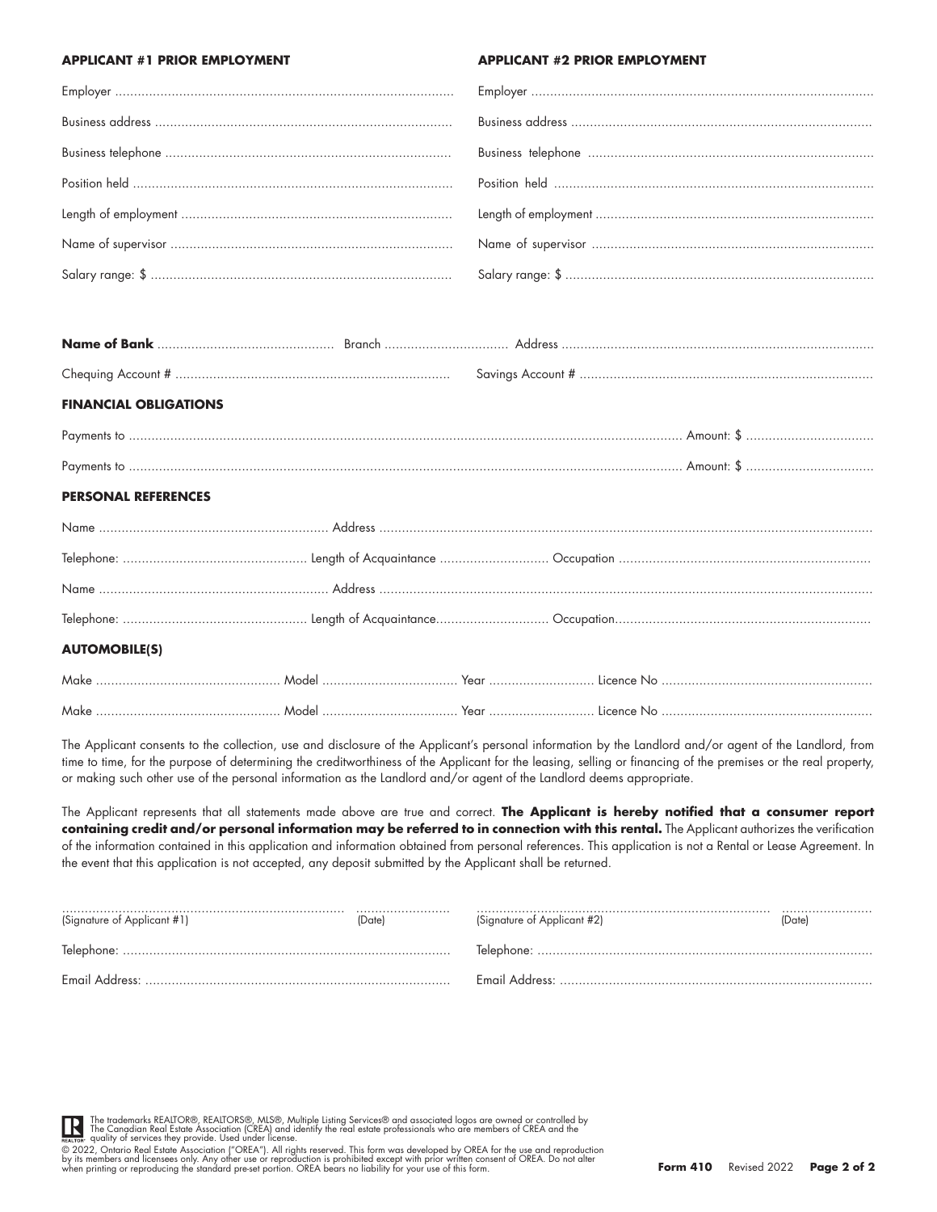**APPLICANT #1 PRIOR EMPLOYMENT**

Employer ........................................................................................

Business address ..............................................................................

Business telephone ...........................................................................

Position held ....................................................................................

Length of employment .......................................................................

Name of supervisor ...........................................................................

Salary range: $ ...............................................................................

**APPLICANT #2 PRIOR EMPLOYMENT**

Employer ........................................................................................

Business address ..............................................................................

Business telephone ...........................................................................

Position held ....................................................................................

Length of employment .......................................................................

Name of supervisor ...........................................................................

Salary range: $ ...............................................................................

**Name of Bank** .............................................. Branch ................................ Address ..................................................................................

Chequing Account # ........................................................................ Savings Account # ..............................................................................

**FINANCIAL OBLIGATIONS**

Payments to ................................................................................................................................................ Amount: $ .................................

Payments to ................................................................................................................................................ Amount: $ .................................

**PERSONAL REFERENCES**

Name ............................................................ Address .................................................................................................................................

Telephone: ................................................ Length of Acquaintance ............................ Occupation ...................................................................

Name ............................................................ Address .................................................................................................................................

Telephone: ................................................ Length of Acquaintance............................ Occupation...................................................................

**AUTOMOBILE(S)**

Make ................................................ Model ................................... Year ........................... Licence No .......................................................

Make ................................................ Model ................................... Year ........................... Licence No .......................................................

The Applicant consents to the collection, use and disclosure of the Applicant's personal information by the Landlord and/or agent of the Landlord, from time to time, for the purpose of determining the creditworthiness of the Applicant for the leasing, selling or financing of the premises or the real property, or making such other use of the personal information as the Landlord and/or agent of the Landlord deems appropriate.

The Applicant represents that all statements made above are true and correct. **The Applicant is hereby notified that a consumer report containing credit and/or personal information may be referred to in connection with this rental.** The Applicant authorizes the verification of the information contained in this application and information obtained from personal references. This application is not a Rental or Lease Agreement. In the event that this application is not accepted, any deposit submitted by the Applicant shall be returned.

........................................................................ ........................
(Signature of Applicant #1) (Date)

Telephone: ......................................................................................

Email Address: ................................................................................

........................................................................ ........................
(Signature of Applicant #2) (Date)

Telephone: ......................................................................................

Email Address: ................................................................................

The trademarks REALTOR®, REALTORS®, MLS®, Multiple Listing Services® and associated logos are owned or controlled by The Canadian Real Estate Association (CREA) and identify the real estate professionals who are members of CREA and the quality of services they provide. Used under license.

© 2022, Ontario Real Estate Association ("OREA"). All rights reserved. This form was developed by OREA for the use and reproduction by its members and licensees only. Any other use or reproduction is prohibited except with prior written consent of OREA. Do not alter when printing or reproducing the standard pre-set portion. OREA bears no liability for your use of this form.

**Form 410** Revised 2022